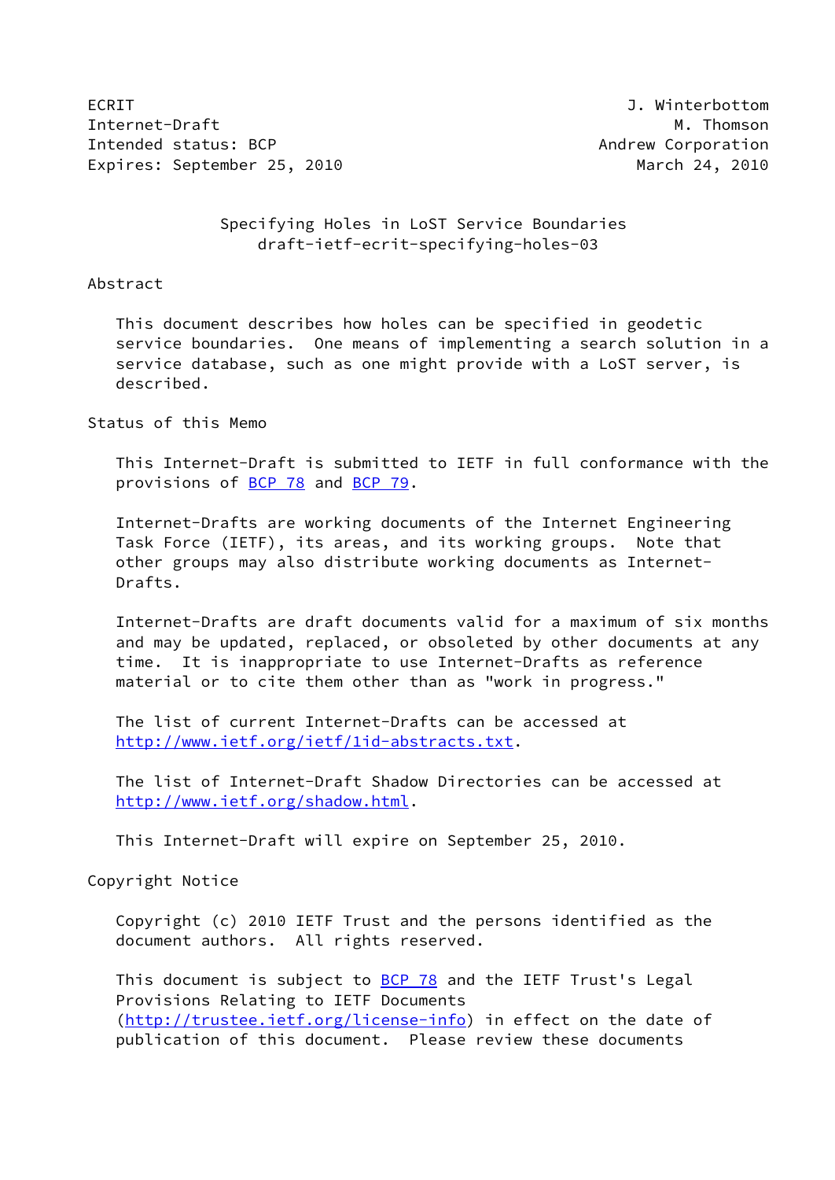ECRIT J. Winterbottom
Internet-Draft M. Thomson
Intended status: BCP Andrew Corporation
Expires: September 25, 2010 March 24, 2010

# Specifying Holes in LoST Service Boundaries
## draft-ietf-ecrit-specifying-holes-03

## Abstract

This document describes how holes can be specified in geodetic service boundaries. One means of implementing a search solution in a service database, such as one might provide with a LoST server, is described.

## Status of this Memo

This Internet-Draft is submitted to IETF in full conformance with the provisions of BCP 78 and BCP 79.

Internet-Drafts are working documents of the Internet Engineering Task Force (IETF), its areas, and its working groups. Note that other groups may also distribute working documents as Internet-Drafts.

Internet-Drafts are draft documents valid for a maximum of six months and may be updated, replaced, or obsoleted by other documents at any time. It is inappropriate to use Internet-Drafts as reference material or to cite them other than as "work in progress."

The list of current Internet-Drafts can be accessed at http://www.ietf.org/ietf/1id-abstracts.txt.

The list of Internet-Draft Shadow Directories can be accessed at http://www.ietf.org/shadow.html.

This Internet-Draft will expire on September 25, 2010.

## Copyright Notice

Copyright (c) 2010 IETF Trust and the persons identified as the document authors. All rights reserved.

This document is subject to BCP 78 and the IETF Trust's Legal Provisions Relating to IETF Documents (http://trustee.ietf.org/license-info) in effect on the date of publication of this document. Please review these documents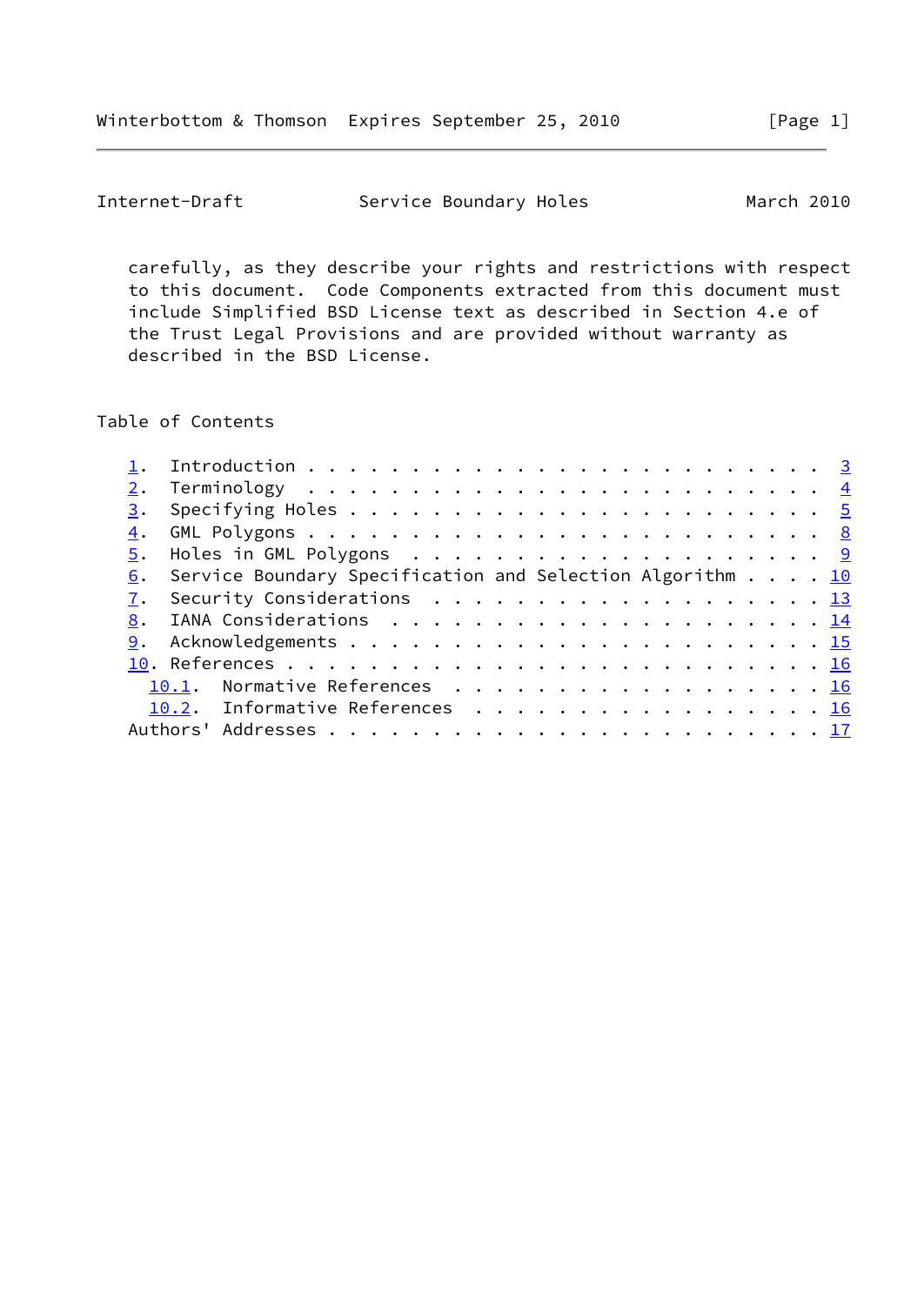carefully, as they describe your rights and restrictions with respect to this document. Code Components extracted from this document must include Simplified BSD License text as described in Section 4.e of the Trust Legal Provisions and are provided without warranty as described in the BSD License.

## Table of Contents

1. Introduction . . . . . . . . . . . . . . . . . . . . . . . . . 3
2. Terminology . . . . . . . . . . . . . . . . . . . . . . . . . 4
3. Specifying Holes . . . . . . . . . . . . . . . . . . . . . . . 5
4. GML Polygons . . . . . . . . . . . . . . . . . . . . . . . . . 8
5. Holes in GML Polygons . . . . . . . . . . . . . . . . . . . . 9
6. Service Boundary Specification and Selection Algorithm . . . . 10
7. Security Considerations . . . . . . . . . . . . . . . . . . . 13
8. IANA Considerations . . . . . . . . . . . . . . . . . . . . . 14
9. Acknowledgements . . . . . . . . . . . . . . . . . . . . . . . 15
10. References . . . . . . . . . . . . . . . . . . . . . . . . . . 16
    10.1. Normative References . . . . . . . . . . . . . . . . . . 16
    10.2. Informative References . . . . . . . . . . . . . . . . . 16

Authors' Addresses . . . . . . . . . . . . . . . . . . . . . . . . 17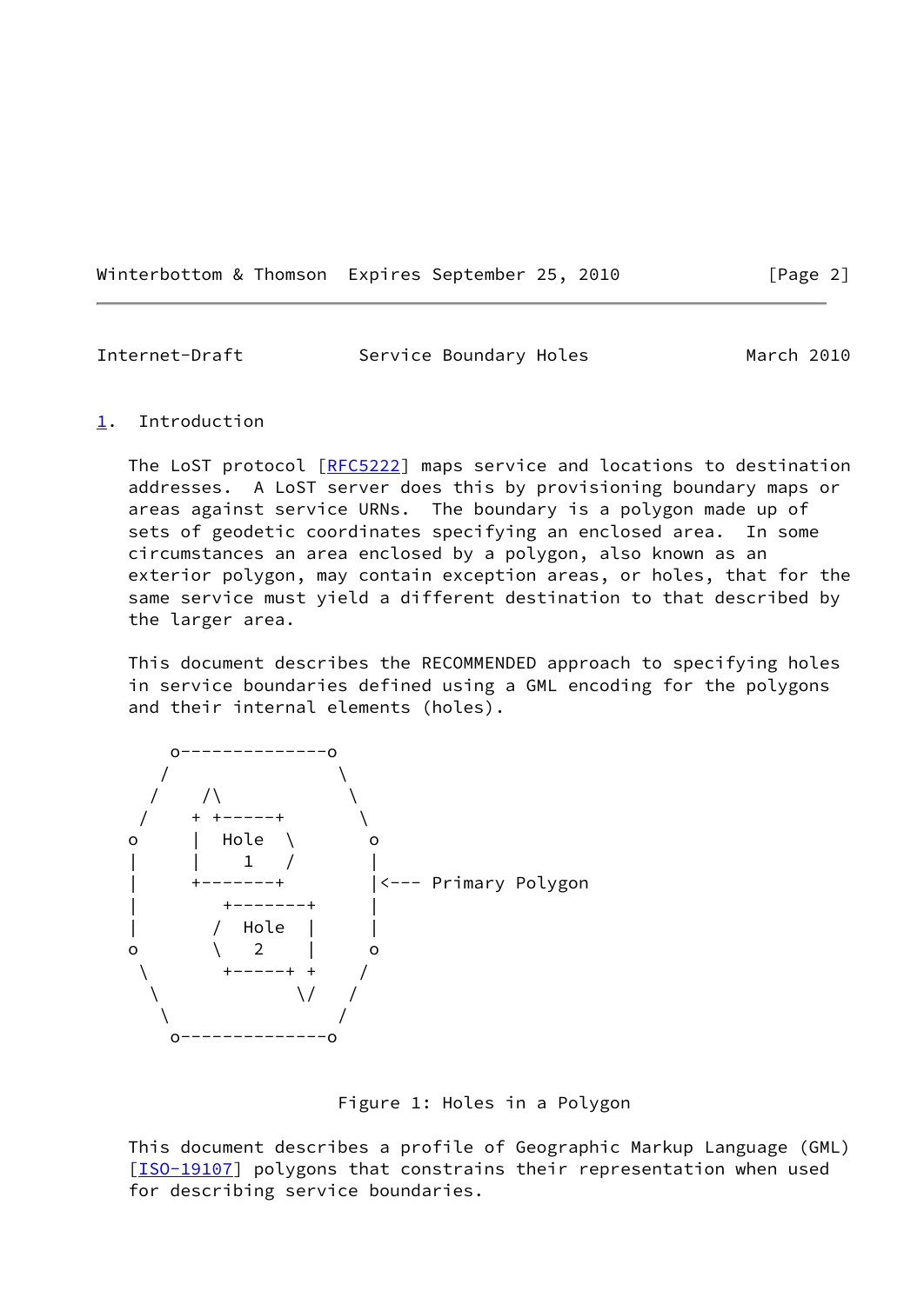## 1. Introduction

The LoST protocol [RFC5222] maps service and locations to destination addresses. A LoST server does this by provisioning boundary maps or areas against service URNs. The boundary is a polygon made up of sets of geodetic coordinates specifying an enclosed area. In some circumstances an area enclosed by a polygon, also known as an exterior polygon, may contain exception areas, or holes, that for the same service must yield a different destination to that described by the larger area.

This document describes the RECOMMENDED approach to specifying holes in service boundaries defined using a GML encoding for the polygons and their internal elements (holes).

```
     o--------------o
    /                \
   /    /\            \
  /     + +-----+      \
 o      |  Hole  \      o
 |      |    1   /      |
 |      +-------+       |<--- Primary Polygon
 |         +-------+    |
 |        /  Hole  |    |
 o        \   2    |    o
  \        +-----+ +   /
   \             \/   /
    \                /
     o--------------o
```

Figure 1: Holes in a Polygon

This document describes a profile of Geographic Markup Language (GML) [ISO-19107] polygons that constrains their representation when used for describing service boundaries.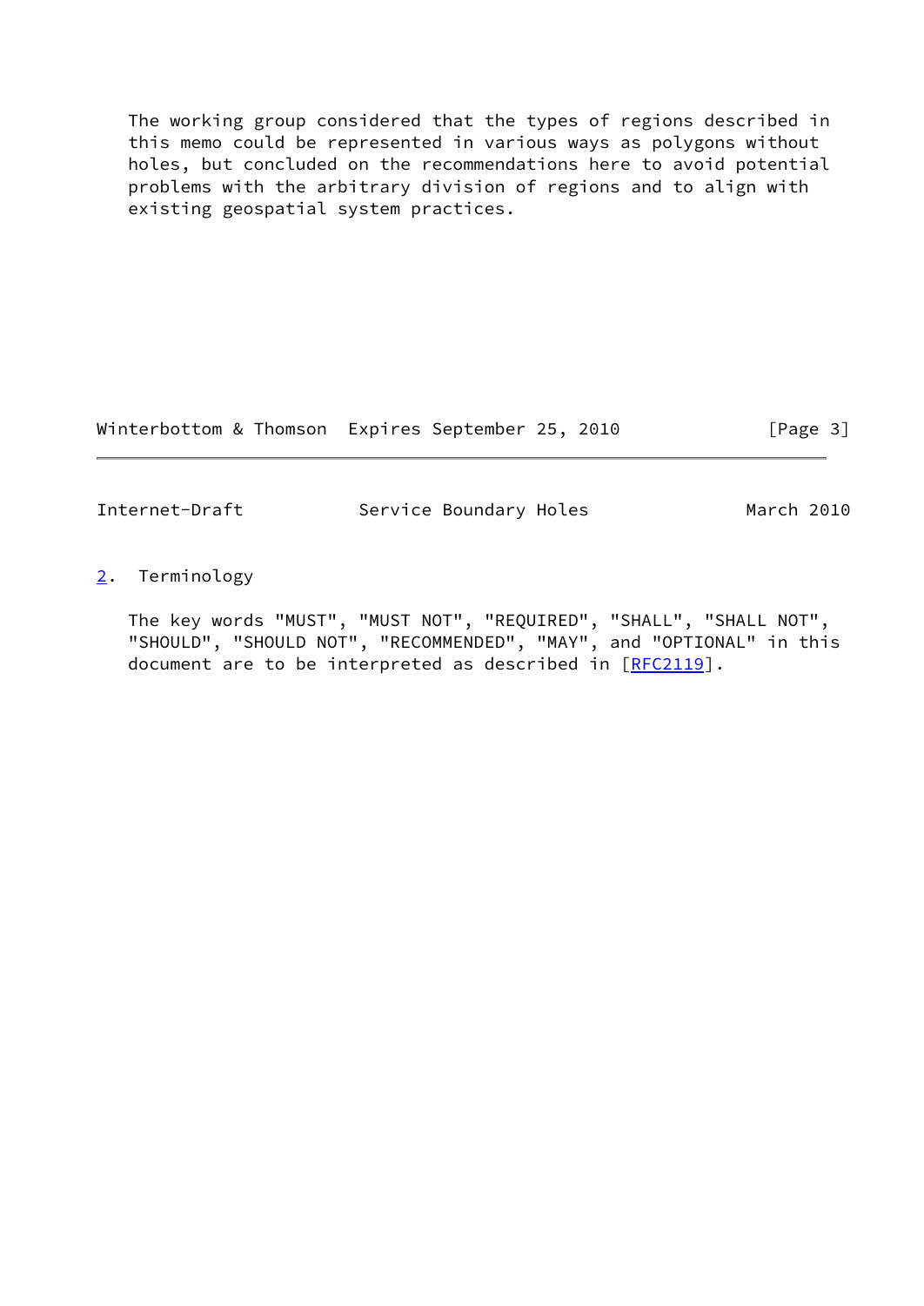The working group considered that the types of regions described in this memo could be represented in various ways as polygons without holes, but concluded on the recommendations here to avoid potential problems with the arbitrary division of regions and to align with existing geospatial system practices.

## 2. Terminology

The key words "MUST", "MUST NOT", "REQUIRED", "SHALL", "SHALL NOT", "SHOULD", "SHOULD NOT", "RECOMMENDED", "MAY", and "OPTIONAL" in this document are to be interpreted as described in [RFC2119].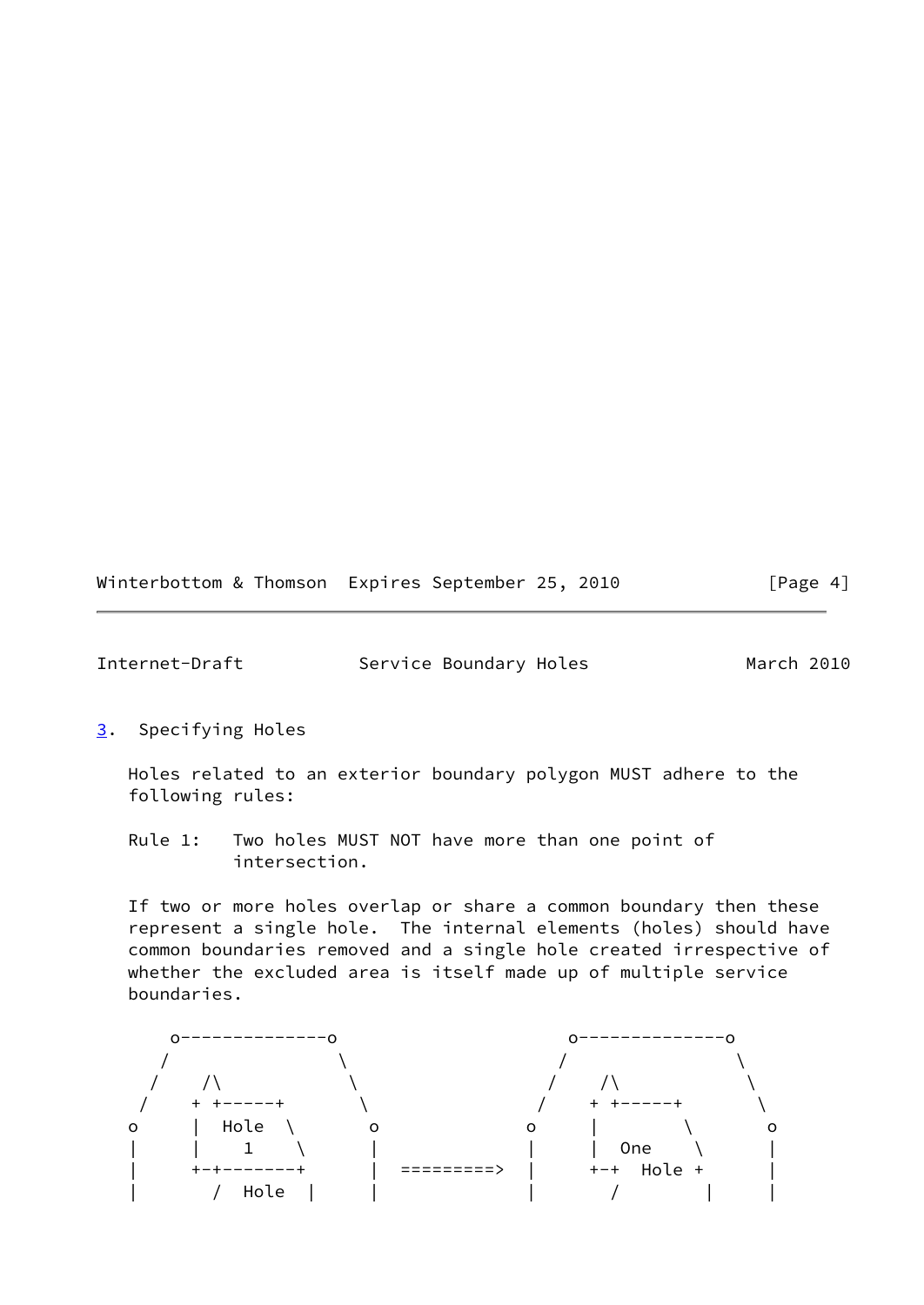## 3. Specifying Holes

Holes related to an exterior boundary polygon MUST adhere to the following rules:

Rule 1: Two holes MUST NOT have more than one point of intersection.

If two or more holes overlap or share a common boundary then these represent a single hole. The internal elements (holes) should have common boundaries removed and a single hole created irrespective of whether the excluded area is itself made up of multiple service boundaries.

```
     o--------------o                     o--------------o
    /                \                   /                \
   /    /\            \                 /    /\            \
  /    + +-----+       \               /    + +-----+       \
 o     |  Hole  \       o             o     |        \       o
 |     |    1    \      |             |     |  One    \      |
 |     +-+--------+     |  =========> |     +-+  Hole +      |
 |       /  Hole  |     |             |       /        |     |
```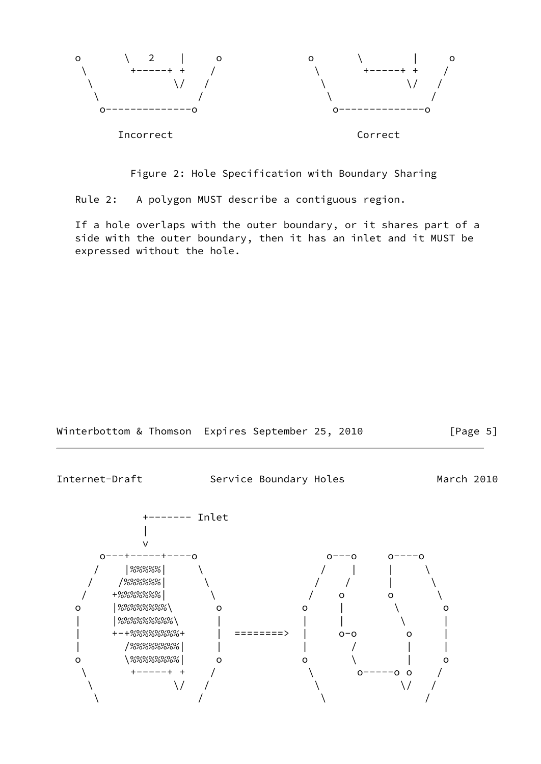```
  o       \   2    |     o            o       \        |     o
   \       +-----+ +    /              \       +-----+ +    /
    \             \/   /                \             \/   /
     \                /                  \                /
      o-------------o                     o-------------o

        Incorrect                              Correct
```

Figure 2: Hole Specification with Boundary Sharing

Rule 2: A polygon MUST describe a contiguous region.

If a hole overlaps with the outer boundary, or it shares part of a side with the outer boundary, then it has an inlet and it MUST be expressed without the hole.

```
             +------- Inlet
             |
             v
       o---+-----+----o                  o---o     o----o
      /    |%%%%%|     \                /    |     |     \
     /    /%%%%%%|      \              /    /      |      \
    /    +%%%%%%%|       \            /    o       o       \
   o     |%%%%%%%%\       o          o     |        \       o
   |     |%%%%%%%%%\      |          |     |         \      |
   |     +-+%%%%%%%%+     |  ======> |     o-o        o     |
   |       /%%%%%%%%|     |          |       /        |     |
   o       \%%%%%%%%|     o          o       \        |     o
    \       +-----+ +    /            \       o-----o o    /
     \             \/   /              \              \/  /
      \                /                \                /
```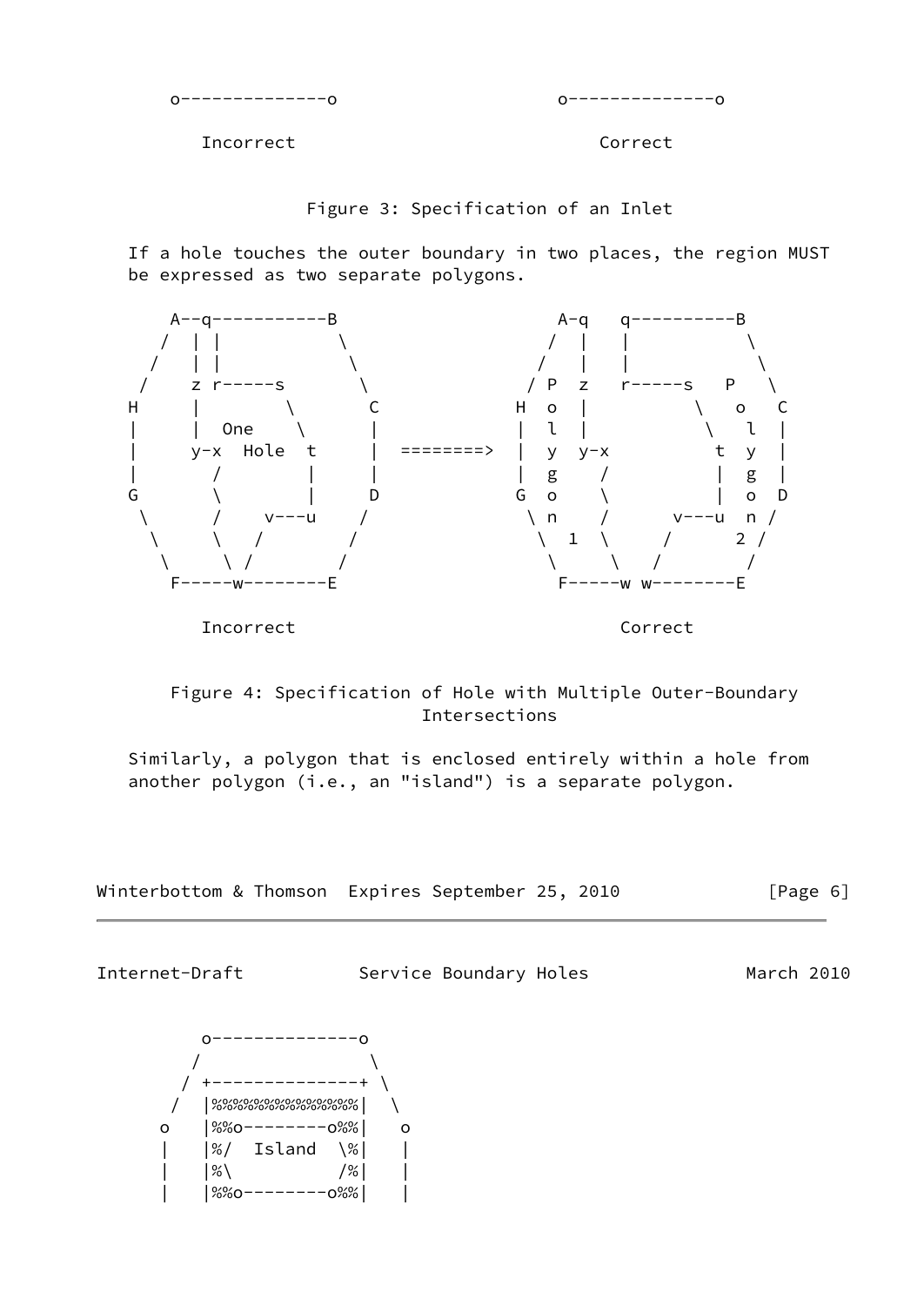```
     o--------------o                o--------------o

        Incorrect                          Correct
```

Figure 3: Specification of an Inlet

If a hole touches the outer boundary in two places, the region MUST be expressed as two separate polygons.

```
     A--q-----------B                A-q   q----------B
    /  | |           \              /  |   |           \
   /   | |            \            /   |   |            \
  /    z r-----s       \          / P  z   r-----s   P   \
 H     |        \       C        H  o  |          \   o   C
 |     |  One    \      |        |  l  |           \   l  |
 |     y-x  Hole  t     |  ========>  |  y  y-x          t  y  |
 |       /        |     |        |  g    /          |  g  |
 G       \        |     D        G  o    \          |  o  D
  \      /    v---u    /          \ n    /      v---u  n /
   \     \   /        /            \  1  \     /      2 /
    \     \ /        /              \     \   /        /
     F-----w--------E                F-----w w--------E

        Incorrect                          Correct
```

Figure 4: Specification of Hole with Multiple Outer-Boundary Intersections

Similarly, a polygon that is enclosed entirely within a hole from another polygon (i.e., an "island") is a separate polygon.

```
          o--------------o
         /                \
        / +--------------+ \
       /  |%%%%%%%%%%%%%%|  \
      o   |%%o--------o%%|   o
      |   |%/  Island  \%|   |
      |   |%\          /%|   |
      |   |%%o--------o%%|   |
```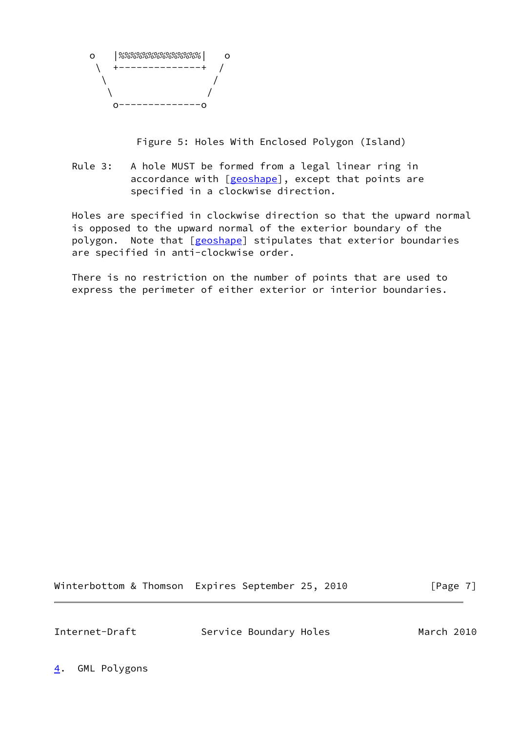```
     o    |%%%%%%%%%%%%%%%|    o
      \   +---------------+   /
       \                     /
        \                   /
         o-----------------o
```

Figure 5: Holes With Enclosed Polygon (Island)

Rule 3: A hole MUST be formed from a legal linear ring in accordance with [geoshape], except that points are specified in a clockwise direction.

Holes are specified in clockwise direction so that the upward normal is opposed to the upward normal of the exterior boundary of the polygon. Note that [geoshape] stipulates that exterior boundaries are specified in anti-clockwise order.

There is no restriction on the number of points that are used to express the perimeter of either exterior or interior boundaries.

## 4. GML Polygons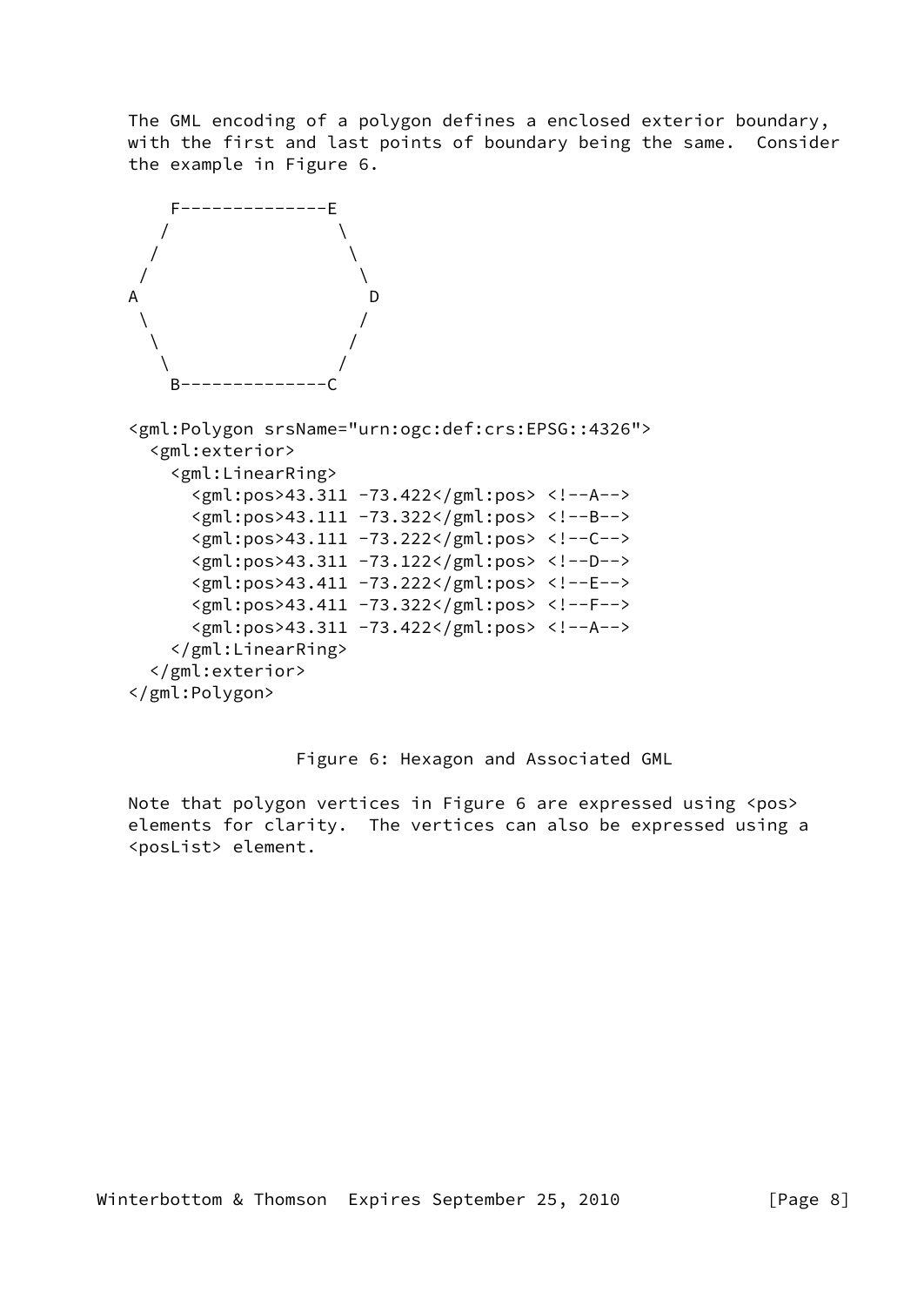The GML encoding of a polygon defines a enclosed exterior boundary, with the first and last points of boundary being the same. Consider the example in Figure 6.

```
     F--------------E
    /                \
   /                  \
  /                    \
A                        D
  \                    /
   \                  /
    \                /
     B--------------C
```

```
<gml:Polygon srsName="urn:ogc:def:crs:EPSG::4326">
  <gml:exterior>
    <gml:LinearRing>
      <gml:pos>43.311 -73.422</gml:pos> <!--A-->
      <gml:pos>43.111 -73.322</gml:pos> <!--B-->
      <gml:pos>43.111 -73.222</gml:pos> <!--C-->
      <gml:pos>43.311 -73.122</gml:pos> <!--D-->
      <gml:pos>43.411 -73.222</gml:pos> <!--E-->
      <gml:pos>43.411 -73.322</gml:pos> <!--F-->
      <gml:pos>43.311 -73.422</gml:pos> <!--A-->
    </gml:LinearRing>
  </gml:exterior>
</gml:Polygon>
```

Figure 6: Hexagon and Associated GML

Note that polygon vertices in Figure 6 are expressed using <pos> elements for clarity. The vertices can also be expressed using a <posList> element.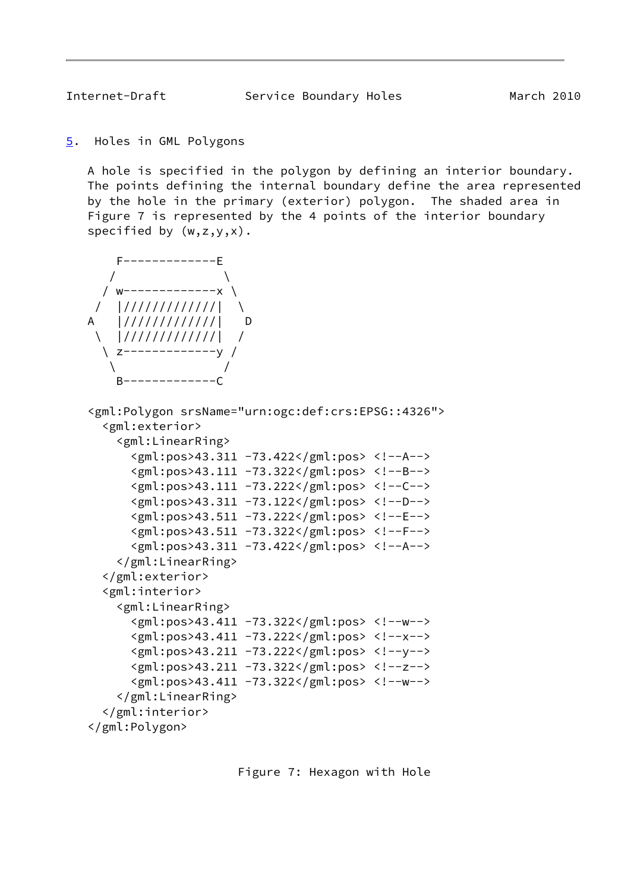## 5. Holes in GML Polygons

A hole is specified in the polygon by defining an interior boundary. The points defining the internal boundary define the area represented by the hole in the primary (exterior) polygon. The shaded area in Figure 7 is represented by the 4 points of the interior boundary specified by (w,z,y,x).

```
    F-------------E
   /               \
  / w-------------x \
 /  |/////////////|  \
A   |/////////////|   D
 \  |/////////////|  /
  \ z-------------y /
   \               /
    B-------------C

<gml:Polygon srsName="urn:ogc:def:crs:EPSG::4326">
  <gml:exterior>
    <gml:LinearRing>
      <gml:pos>43.311 -73.422</gml:pos> <!--A-->
      <gml:pos>43.111 -73.322</gml:pos> <!--B-->
      <gml:pos>43.111 -73.222</gml:pos> <!--C-->
      <gml:pos>43.311 -73.122</gml:pos> <!--D-->
      <gml:pos>43.511 -73.222</gml:pos> <!--E-->
      <gml:pos>43.511 -73.322</gml:pos> <!--F-->
      <gml:pos>43.311 -73.422</gml:pos> <!--A-->
    </gml:LinearRing>
  </gml:exterior>
  <gml:interior>
    <gml:LinearRing>
      <gml:pos>43.411 -73.322</gml:pos> <!--w-->
      <gml:pos>43.411 -73.222</gml:pos> <!--x-->
      <gml:pos>43.211 -73.222</gml:pos> <!--y-->
      <gml:pos>43.211 -73.322</gml:pos> <!--z-->
      <gml:pos>43.411 -73.322</gml:pos> <!--w-->
    </gml:LinearRing>
  </gml:interior>
</gml:Polygon>
```

Figure 7: Hexagon with Hole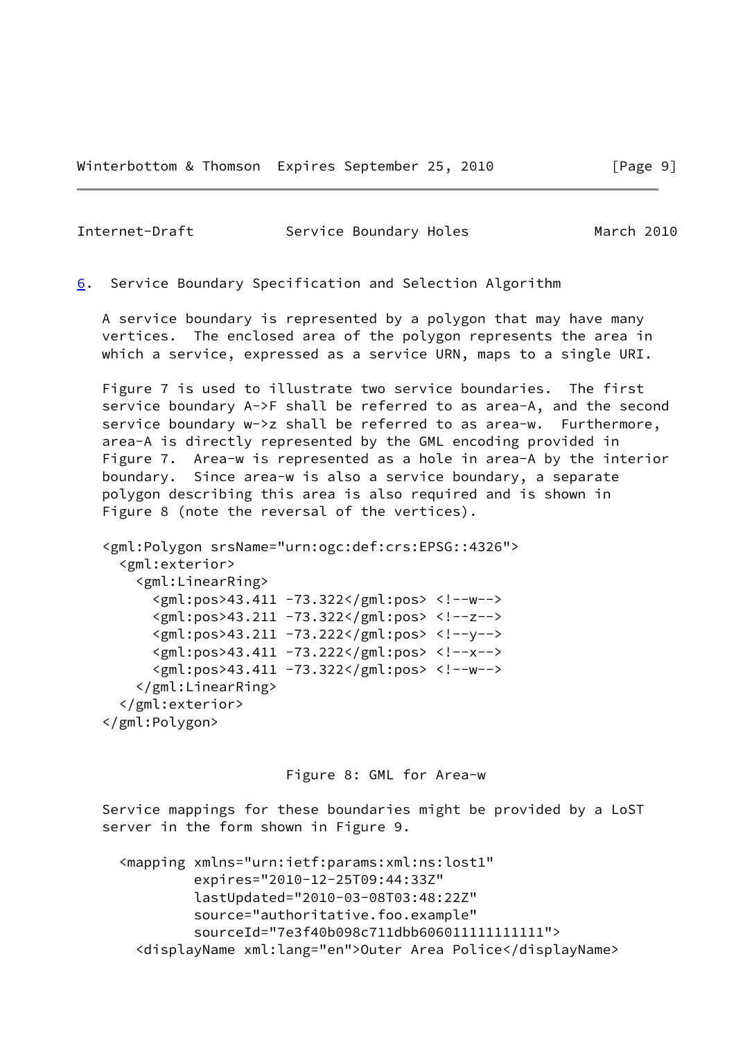## 6. Service Boundary Specification and Selection Algorithm

A service boundary is represented by a polygon that may have many vertices. The enclosed area of the polygon represents the area in which a service, expressed as a service URN, maps to a single URI.

Figure 7 is used to illustrate two service boundaries. The first service boundary A->F shall be referred to as area-A, and the second service boundary w->z shall be referred to as area-w. Furthermore, area-A is directly represented by the GML encoding provided in Figure 7. Area-w is represented as a hole in area-A by the interior boundary. Since area-w is also a service boundary, a separate polygon describing this area is also required and is shown in Figure 8 (note the reversal of the vertices).

```
<gml:Polygon srsName="urn:ogc:def:crs:EPSG::4326">
  <gml:exterior>
    <gml:LinearRing>
      <gml:pos>43.411 -73.322</gml:pos> <!--w-->
      <gml:pos>43.211 -73.322</gml:pos> <!--z-->
      <gml:pos>43.211 -73.222</gml:pos> <!--y-->
      <gml:pos>43.411 -73.222</gml:pos> <!--x-->
      <gml:pos>43.411 -73.322</gml:pos> <!--w-->
    </gml:LinearRing>
  </gml:exterior>
</gml:Polygon>
```

Figure 8: GML for Area-w

Service mappings for these boundaries might be provided by a LoST server in the form shown in Figure 9.

```
  <mapping xmlns="urn:ietf:params:xml:ns:lost1"
           expires="2010-12-25T09:44:33Z"
           lastUpdated="2010-03-08T03:48:22Z"
           source="authoritative.foo.example"
           sourceId="7e3f40b098c711dbb606011111111111">
    <displayName xml:lang="en">Outer Area Police</displayName>
```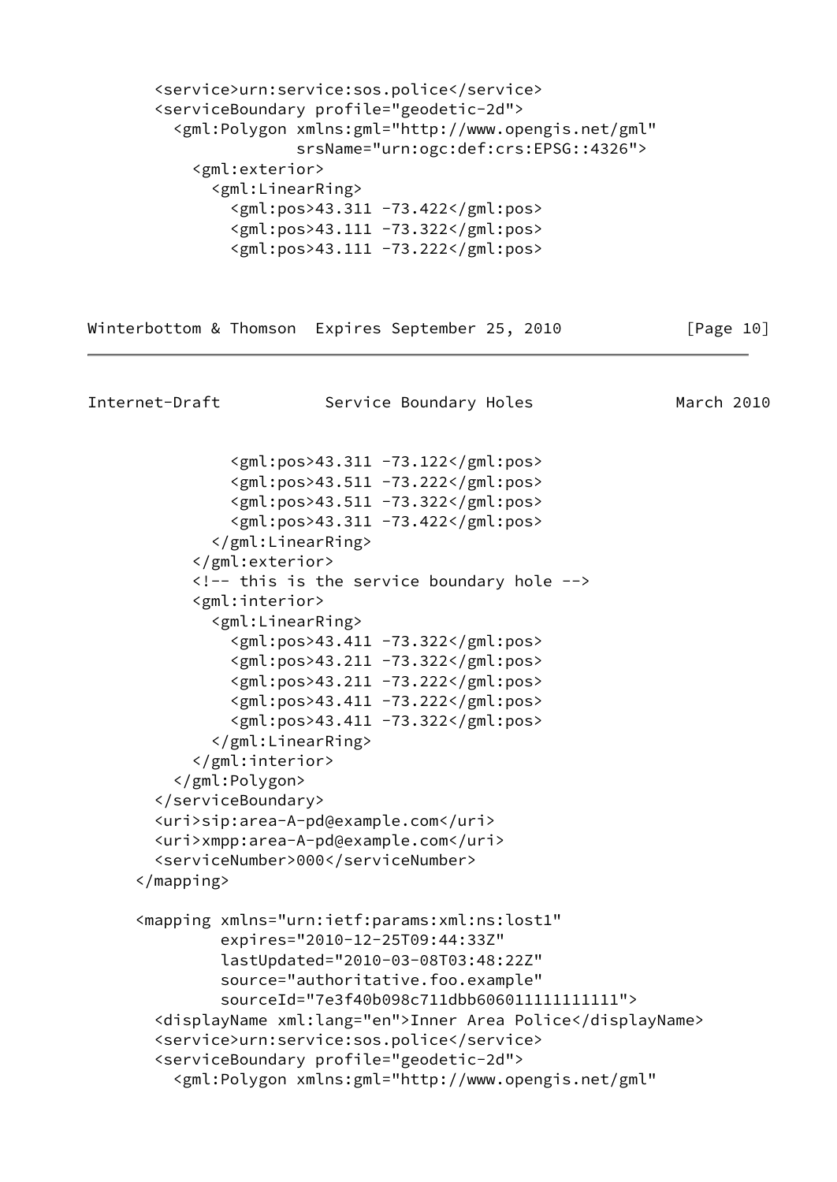```
        <service>urn:service:sos.police</service>
        <serviceBoundary profile="geodetic-2d">
          <gml:Polygon xmlns:gml="http://www.opengis.net/gml"
                       srsName="urn:ogc:def:crs:EPSG::4326">
            <gml:exterior>
              <gml:LinearRing>
                <gml:pos>43.311 -73.422</gml:pos>
                <gml:pos>43.111 -73.322</gml:pos>
                <gml:pos>43.111 -73.222</gml:pos>
                <gml:pos>43.311 -73.122</gml:pos>
                <gml:pos>43.511 -73.222</gml:pos>
                <gml:pos>43.511 -73.322</gml:pos>
                <gml:pos>43.311 -73.422</gml:pos>
              </gml:LinearRing>
            </gml:exterior>
            <!-- this is the service boundary hole -->
            <gml:interior>
              <gml:LinearRing>
                <gml:pos>43.411 -73.322</gml:pos>
                <gml:pos>43.211 -73.322</gml:pos>
                <gml:pos>43.211 -73.222</gml:pos>
                <gml:pos>43.411 -73.222</gml:pos>
                <gml:pos>43.411 -73.322</gml:pos>
              </gml:LinearRing>
            </gml:interior>
          </gml:Polygon>
        </serviceBoundary>
        <uri>sip:area-A-pd@example.com</uri>
        <uri>xmpp:area-A-pd@example.com</uri>
        <serviceNumber>000</serviceNumber>
      </mapping>

      <mapping xmlns="urn:ietf:params:xml:ns:lost1"
               expires="2010-12-25T09:44:33Z"
               lastUpdated="2010-03-08T03:48:22Z"
               source="authoritative.foo.example"
               sourceId="7e3f40b098c711dbb606011111111111">
        <displayName xml:lang="en">Inner Area Police</displayName>
        <service>urn:service:sos.police</service>
        <serviceBoundary profile="geodetic-2d">
          <gml:Polygon xmlns:gml="http://www.opengis.net/gml"
```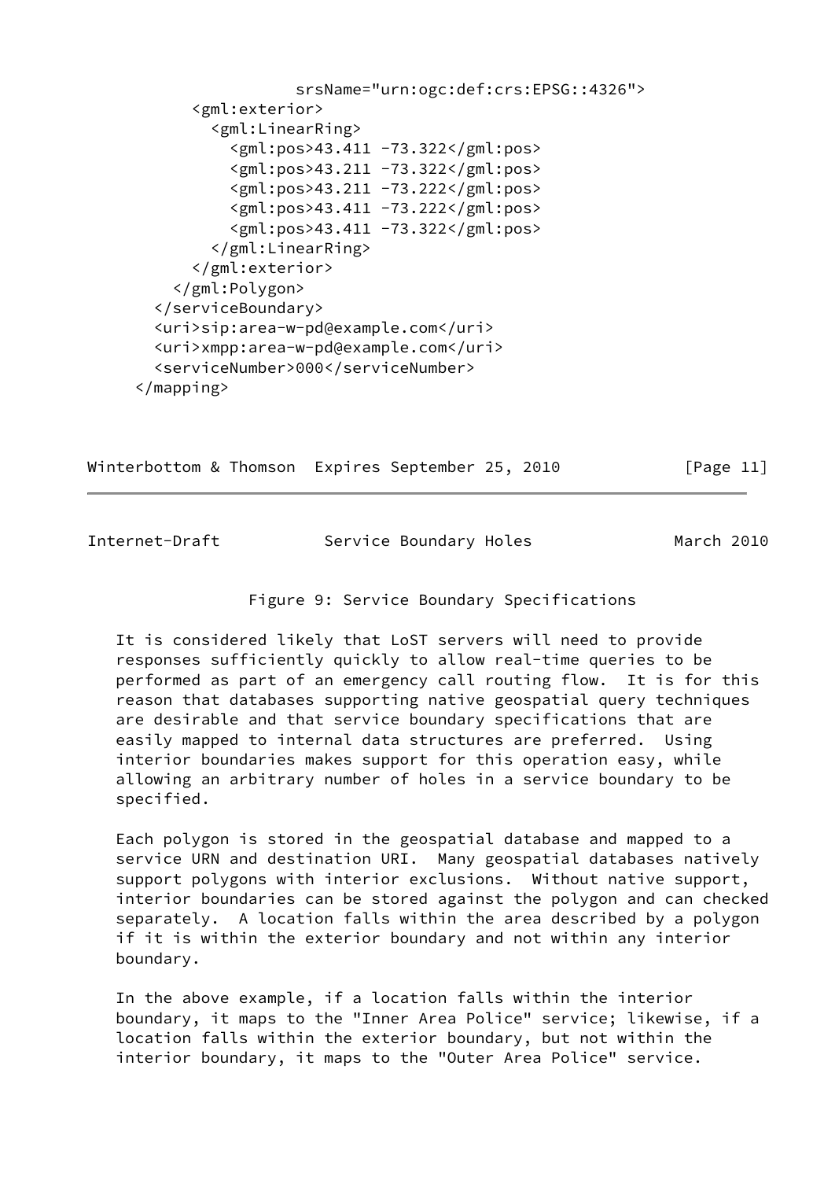```
                    srsName="urn:ogc:def:crs:EPSG::4326">
          <gml:exterior>
            <gml:LinearRing>
              <gml:pos>43.411 -73.322</gml:pos>
              <gml:pos>43.211 -73.322</gml:pos>
              <gml:pos>43.211 -73.222</gml:pos>
              <gml:pos>43.411 -73.222</gml:pos>
              <gml:pos>43.411 -73.322</gml:pos>
            </gml:LinearRing>
          </gml:exterior>
        </gml:Polygon>
      </serviceBoundary>
      <uri>sip:area-w-pd@example.com</uri>
      <uri>xmpp:area-w-pd@example.com</uri>
      <serviceNumber>000</serviceNumber>
    </mapping>
```

Figure 9: Service Boundary Specifications

It is considered likely that LoST servers will need to provide responses sufficiently quickly to allow real-time queries to be performed as part of an emergency call routing flow. It is for this reason that databases supporting native geospatial query techniques are desirable and that service boundary specifications that are easily mapped to internal data structures are preferred. Using interior boundaries makes support for this operation easy, while allowing an arbitrary number of holes in a service boundary to be specified.

Each polygon is stored in the geospatial database and mapped to a service URN and destination URI. Many geospatial databases natively support polygons with interior exclusions. Without native support, interior boundaries can be stored against the polygon and can checked separately. A location falls within the area described by a polygon if it is within the exterior boundary and not within any interior boundary.

In the above example, if a location falls within the interior boundary, it maps to the "Inner Area Police" service; likewise, if a location falls within the exterior boundary, but not within the interior boundary, it maps to the "Outer Area Police" service.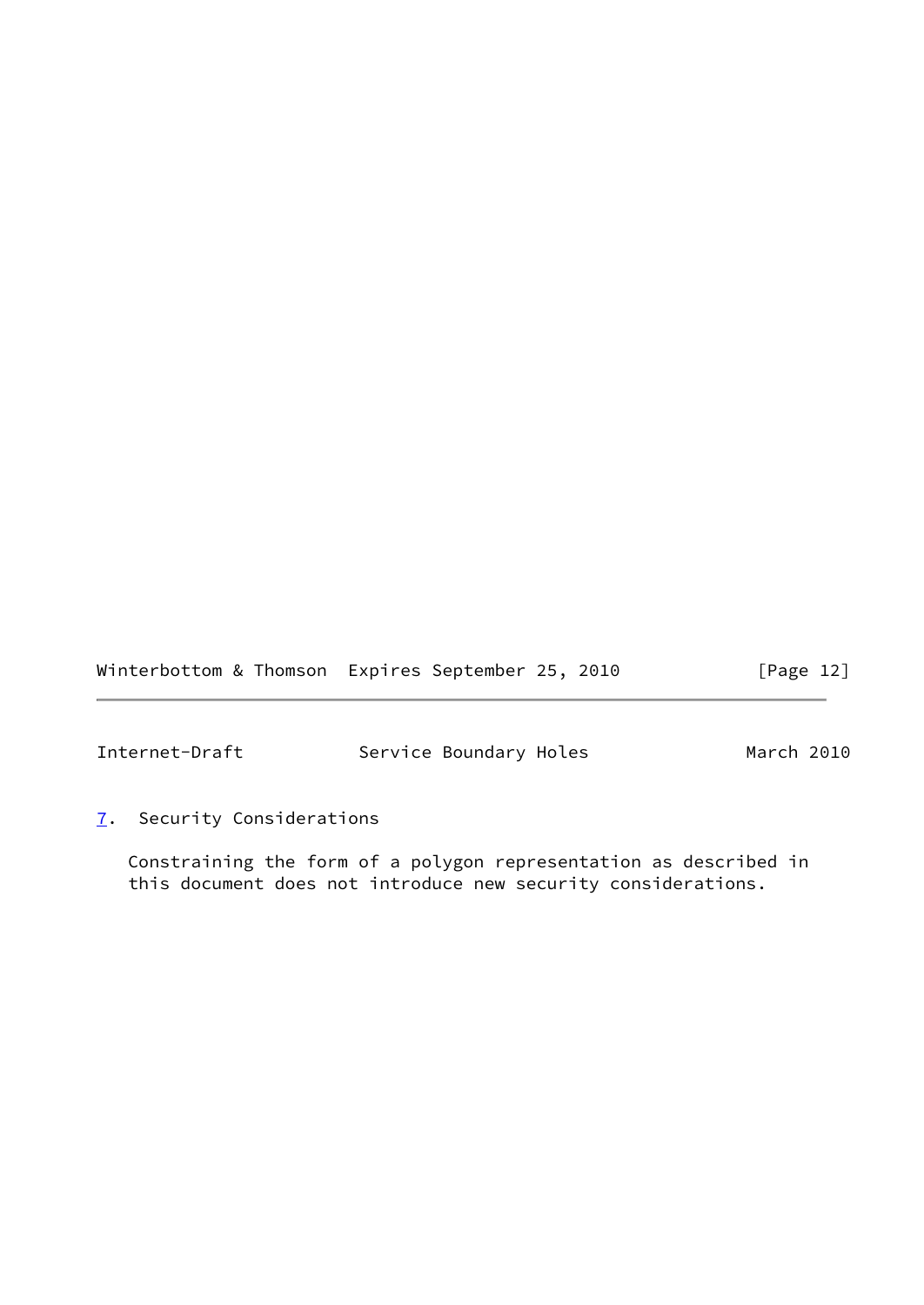## 7. Security Considerations

Constraining the form of a polygon representation as described in this document does not introduce new security considerations.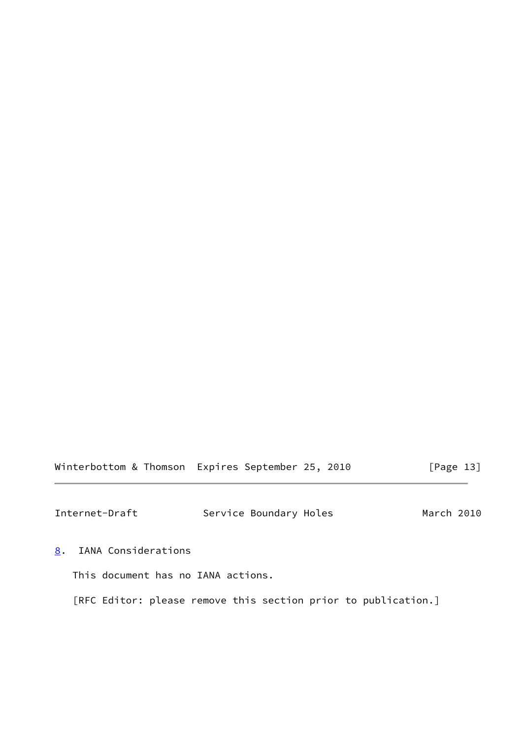## 8. IANA Considerations

This document has no IANA actions.

[RFC Editor: please remove this section prior to publication.]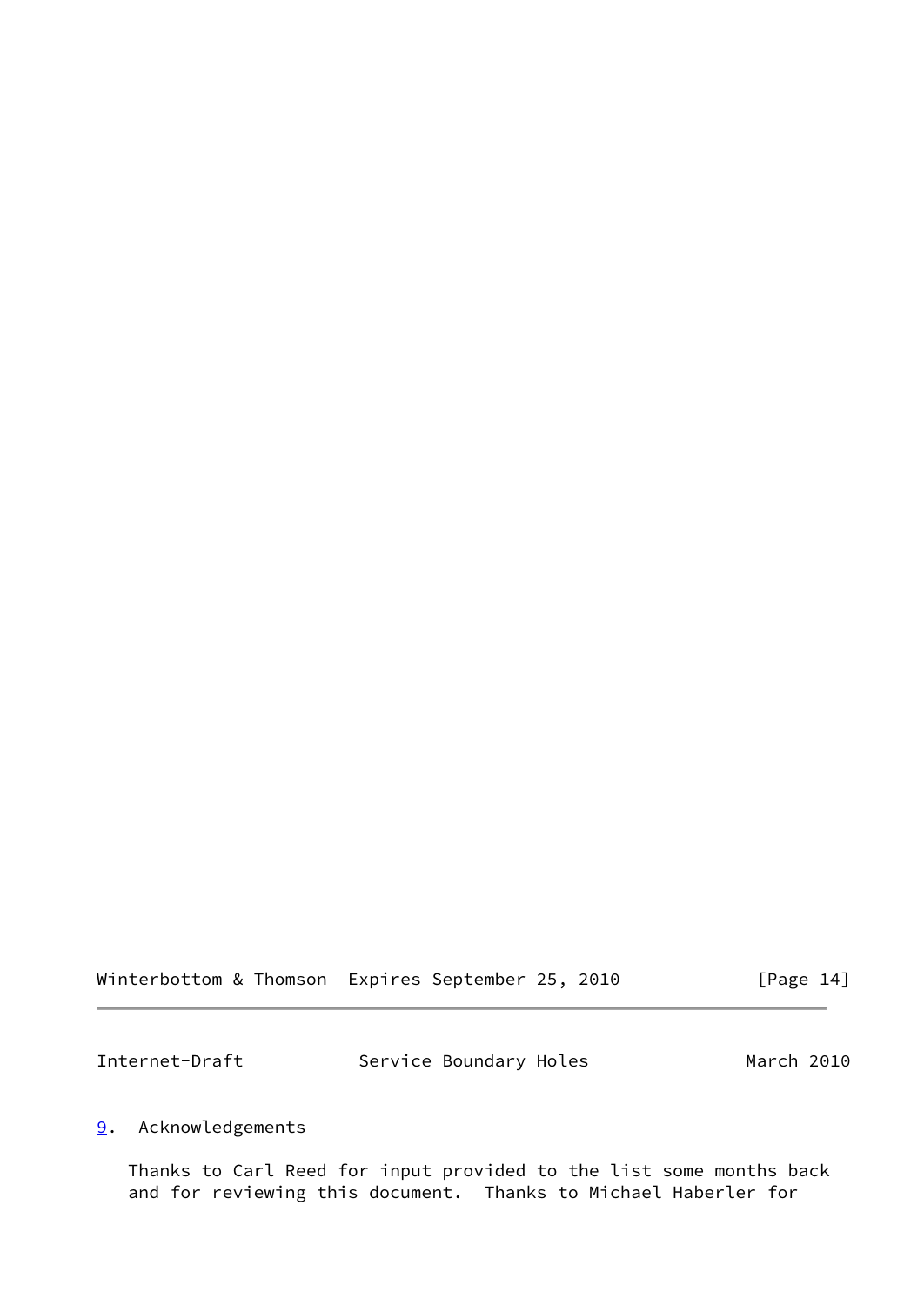## 9. Acknowledgements

Thanks to Carl Reed for input provided to the list some months back and for reviewing this document. Thanks to Michael Haberler for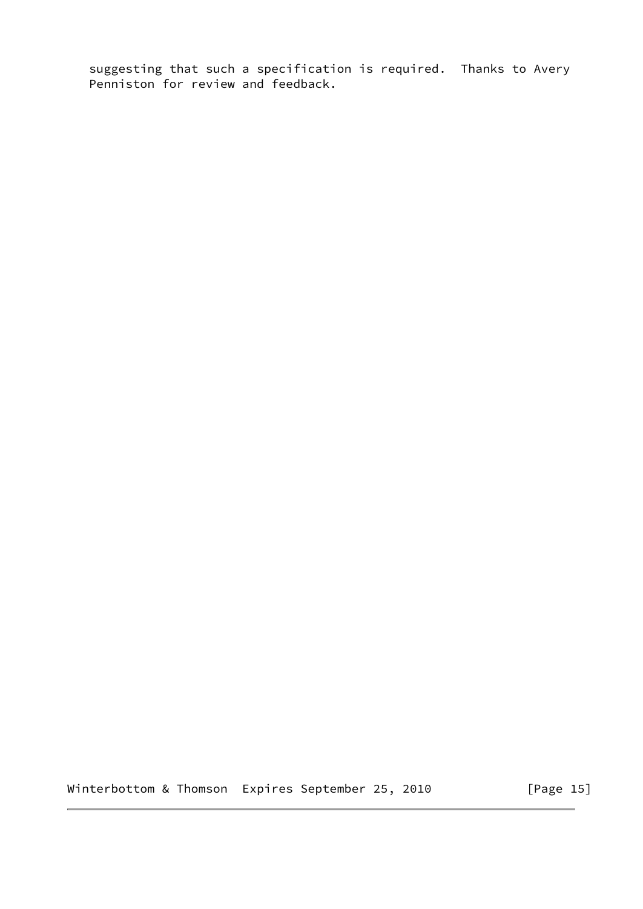suggesting that such a specification is required.  Thanks to Avery Penniston for review and feedback.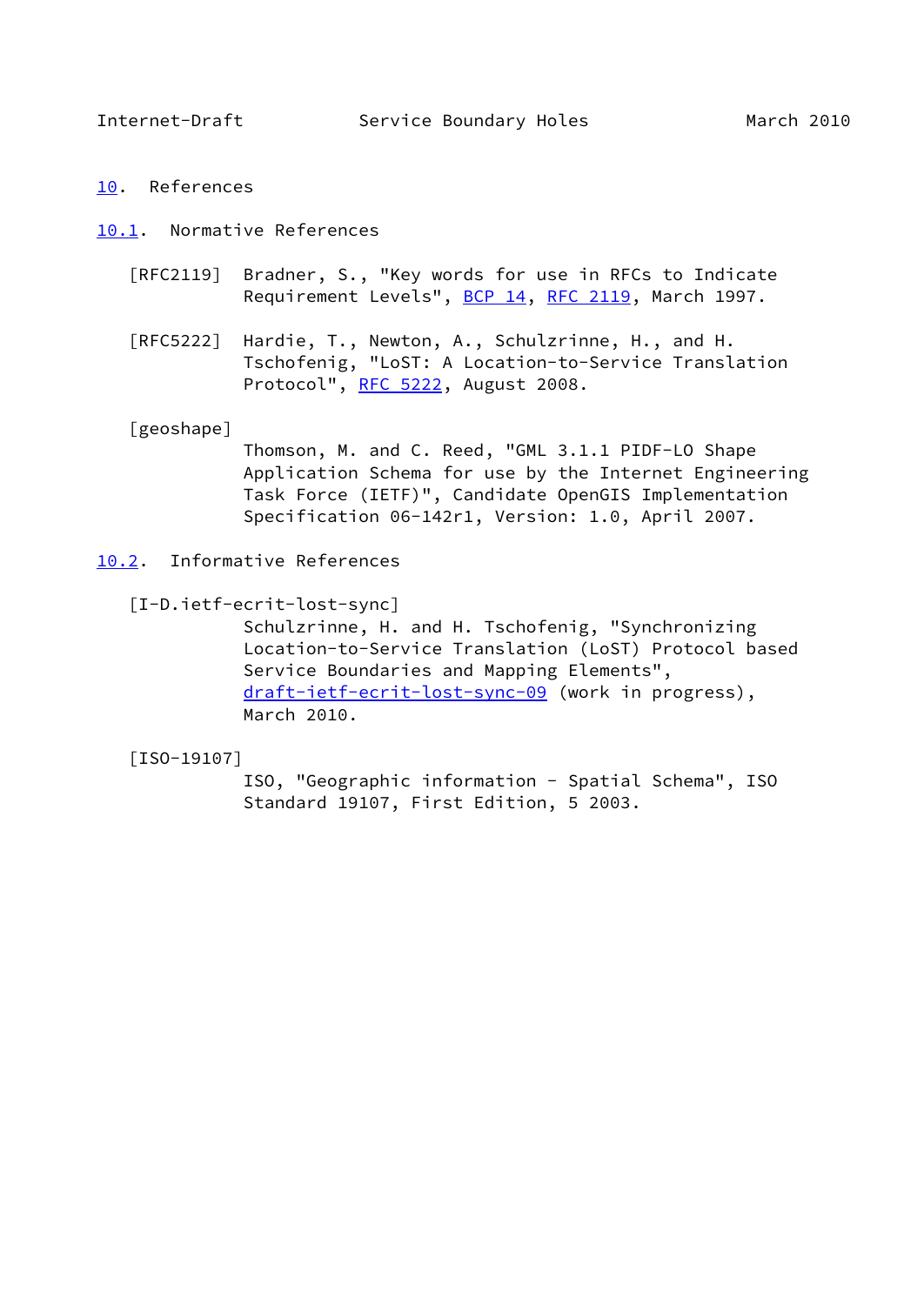# 10. References

## 10.1. Normative References

[RFC2119] Bradner, S., "Key words for use in RFCs to Indicate Requirement Levels", BCP 14, RFC 2119, March 1997.

[RFC5222] Hardie, T., Newton, A., Schulzrinne, H., and H. Tschofenig, "LoST: A Location-to-Service Translation Protocol", RFC 5222, August 2008.

[geoshape] Thomson, M. and C. Reed, "GML 3.1.1 PIDF-LO Shape Application Schema for use by the Internet Engineering Task Force (IETF)", Candidate OpenGIS Implementation Specification 06-142r1, Version: 1.0, April 2007.

## 10.2. Informative References

[I-D.ietf-ecrit-lost-sync] Schulzrinne, H. and H. Tschofenig, "Synchronizing Location-to-Service Translation (LoST) Protocol based Service Boundaries and Mapping Elements", draft-ietf-ecrit-lost-sync-09 (work in progress), March 2010.

[ISO-19107] ISO, "Geographic information - Spatial Schema", ISO Standard 19107, First Edition, 5 2003.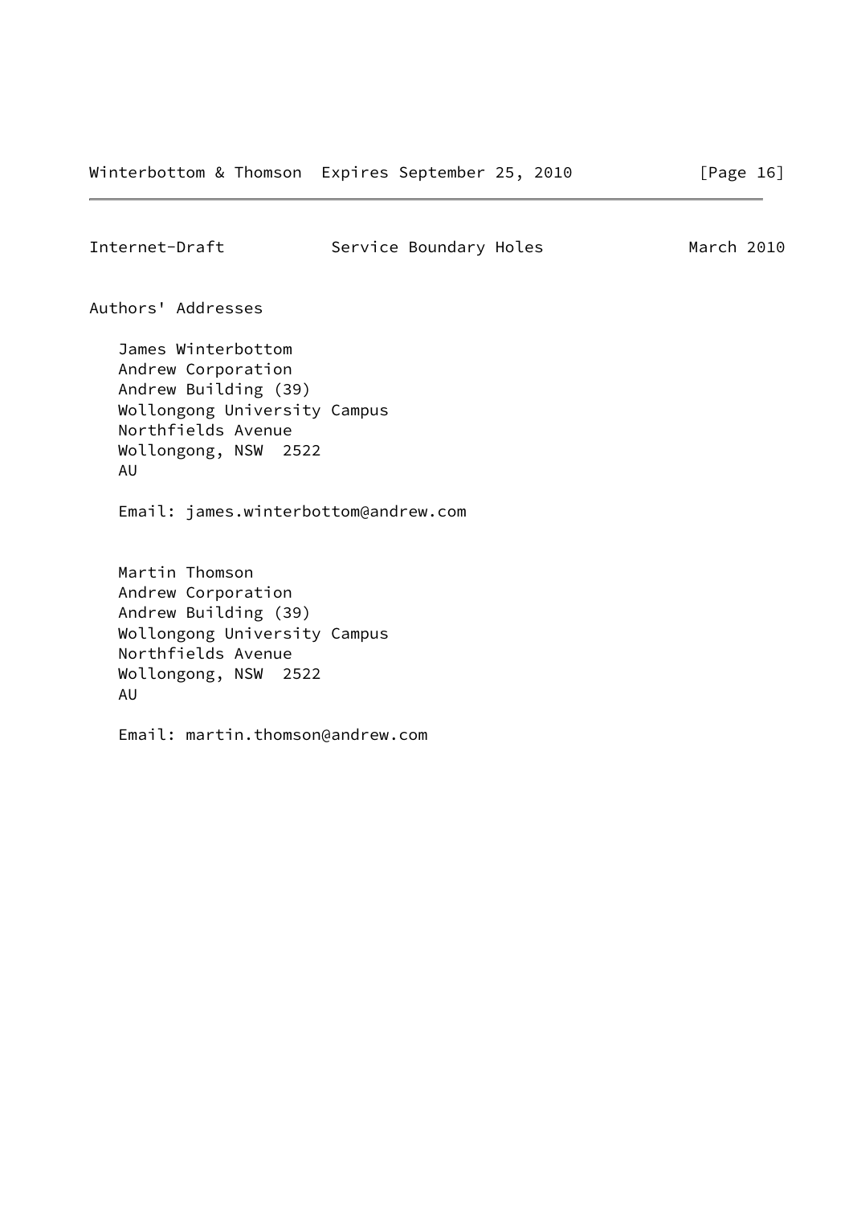# Authors' Addresses

James Winterbottom
Andrew Corporation
Andrew Building (39)
Wollongong University Campus
Northfields Avenue
Wollongong, NSW  2522
AU

Email: james.winterbottom@andrew.com

Martin Thomson
Andrew Corporation
Andrew Building (39)
Wollongong University Campus
Northfields Avenue
Wollongong, NSW  2522
AU

Email: martin.thomson@andrew.com